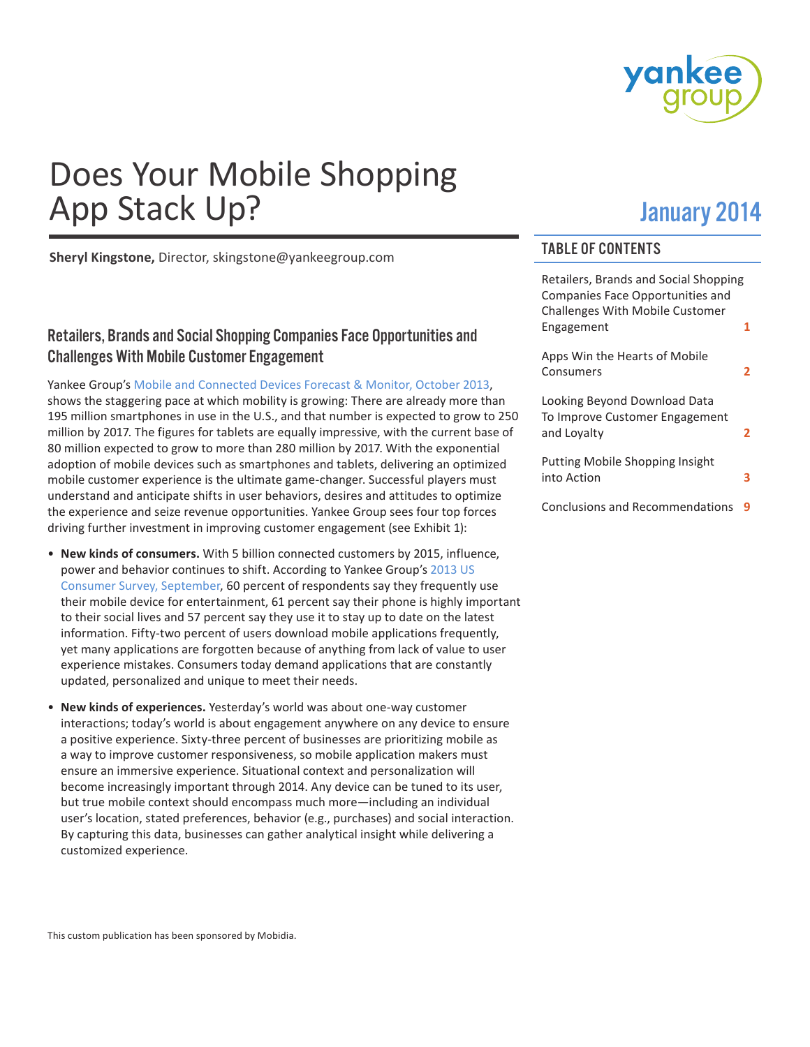# Does Your Mobile Shopping App Stack Up?

January 2014

**Sheryl Kingstone,** Director, skingstone@yankeegroup.com

## TABLE OF CONTENTS

| | |
|---|---|
| Retailers, Brands and Social Shopping Companies Face Opportunities and Challenges With Mobile Customer Engagement | 1 |
| Apps Win the Hearts of Mobile Consumers | 2 |
| Looking Beyond Download Data To Improve Customer Engagement and Loyalty | 2 |
| Putting Mobile Shopping Insight into Action | 3 |
| Conclusions and Recommendations | 9 |

## Retailers, Brands and Social Shopping Companies Face Opportunities and Challenges With Mobile Customer Engagement

Yankee Group's Mobile and Connected Devices Forecast & Monitor, October 2013, shows the staggering pace at which mobility is growing: There are already more than 195 million smartphones in use in the U.S., and that number is expected to grow to 250 million by 2017. The figures for tablets are equally impressive, with the current base of 80 million expected to grow to more than 280 million by 2017. With the exponential adoption of mobile devices such as smartphones and tablets, delivering an optimized mobile customer experience is the ultimate game-changer. Successful players must understand and anticipate shifts in user behaviors, desires and attitudes to optimize the experience and seize revenue opportunities. Yankee Group sees four top forces driving further investment in improving customer engagement (see Exhibit 1):

- **New kinds of consumers.** With 5 billion connected customers by 2015, influence, power and behavior continues to shift. According to Yankee Group's 2013 US Consumer Survey, September, 60 percent of respondents say they frequently use their mobile device for entertainment, 61 percent say their phone is highly important to their social lives and 57 percent say they use it to stay up to date on the latest information. Fifty-two percent of users download mobile applications frequently, yet many applications are forgotten because of anything from lack of value to user experience mistakes. Consumers today demand applications that are constantly updated, personalized and unique to meet their needs.
- **New kinds of experiences.** Yesterday's world was about one-way customer interactions; today's world is about engagement anywhere on any device to ensure a positive experience. Sixty-three percent of businesses are prioritizing mobile as a way to improve customer responsiveness, so mobile application makers must ensure an immersive experience. Situational context and personalization will become increasingly important through 2014. Any device can be tuned to its user, but true mobile context should encompass much more—including an individual user's location, stated preferences, behavior (e.g., purchases) and social interaction. By capturing this data, businesses can gather analytical insight while delivering a customized experience.

This custom publication has been sponsored by Mobidia.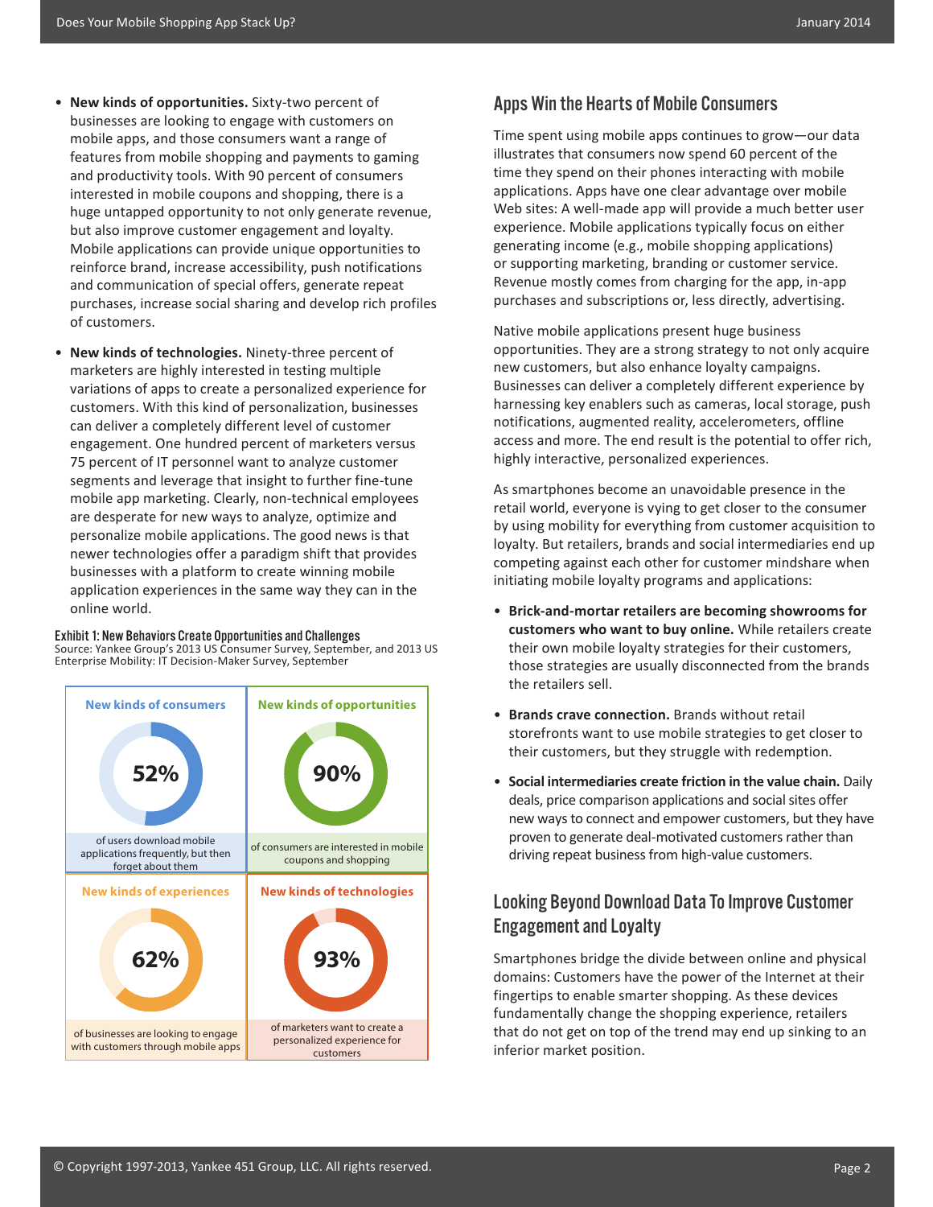- **New kinds of opportunities.** Sixty-two percent of businesses are looking to engage with customers on mobile apps, and those consumers want a range of features from mobile shopping and payments to gaming and productivity tools. With 90 percent of consumers interested in mobile coupons and shopping, there is a huge untapped opportunity to not only generate revenue, but also improve customer engagement and loyalty. Mobile applications can provide unique opportunities to reinforce brand, increase accessibility, push notifications and communication of special offers, generate repeat purchases, increase social sharing and develop rich profiles of customers.
- **New kinds of technologies.** Ninety-three percent of marketers are highly interested in testing multiple variations of apps to create a personalized experience for customers. With this kind of personalization, businesses can deliver a completely different level of customer engagement. One hundred percent of marketers versus 75 percent of IT personnel want to analyze customer segments and leverage that insight to further fine-tune mobile app marketing. Clearly, non-technical employees are desperate for new ways to analyze, optimize and personalize mobile applications. The good news is that newer technologies offer a paradigm shift that provides businesses with a platform to create winning mobile application experiences in the same way they can in the online world.

**Exhibit 1: New Behaviors Create Opportunities and Challenges**
Source: Yankee Group's 2013 US Consumer Survey, September, and 2013 US Enterprise Mobility: IT Decision-Maker Survey, September

| New kinds of consumers | New kinds of opportunities |
|---|---|
| 52% | 90% |
| of users download mobile applications frequently, but then forget about them | of consumers are interested in mobile coupons and shopping |
| **New kinds of experiences** | **New kinds of technologies** |
| 62% | 93% |
| of businesses are looking to engage with customers through mobile apps | of marketers want to create a personalized experience for customers |

## Apps Win the Hearts of Mobile Consumers

Time spent using mobile apps continues to grow—our data illustrates that consumers now spend 60 percent of the time they spend on their phones interacting with mobile applications. Apps have one clear advantage over mobile Web sites: A well-made app will provide a much better user experience. Mobile applications typically focus on either generating income (e.g., mobile shopping applications) or supporting marketing, branding or customer service. Revenue mostly comes from charging for the app, in-app purchases and subscriptions or, less directly, advertising.

Native mobile applications present huge business opportunities. They are a strong strategy to not only acquire new customers, but also enhance loyalty campaigns. Businesses can deliver a completely different experience by harnessing key enablers such as cameras, local storage, push notifications, augmented reality, accelerometers, offline access and more. The end result is the potential to offer rich, highly interactive, personalized experiences.

As smartphones become an unavoidable presence in the retail world, everyone is vying to get closer to the consumer by using mobility for everything from customer acquisition to loyalty. But retailers, brands and social intermediaries end up competing against each other for customer mindshare when initiating mobile loyalty programs and applications:

- **Brick-and-mortar retailers are becoming showrooms for customers who want to buy online.** While retailers create their own mobile loyalty strategies for their customers, those strategies are usually disconnected from the brands the retailers sell.
- **Brands crave connection.** Brands without retail storefronts want to use mobile strategies to get closer to their customers, but they struggle with redemption.
- **Social intermediaries create friction in the value chain.** Daily deals, price comparison applications and social sites offer new ways to connect and empower customers, but they have proven to generate deal-motivated customers rather than driving repeat business from high-value customers.

## Looking Beyond Download Data To Improve Customer Engagement and Loyalty

Smartphones bridge the divide between online and physical domains: Customers have the power of the Internet at their fingertips to enable smarter shopping. As these devices fundamentally change the shopping experience, retailers that do not get on top of the trend may end up sinking to an inferior market position.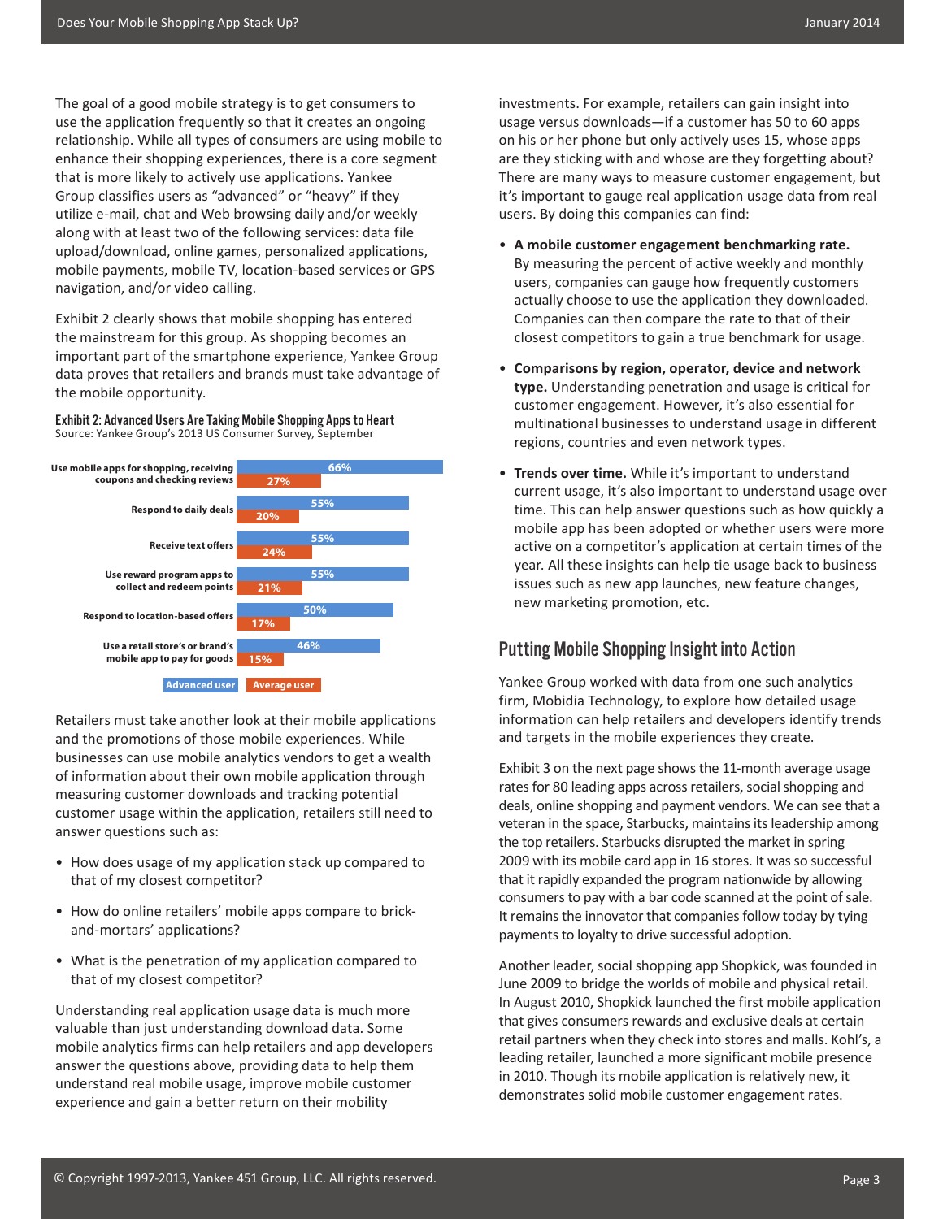The goal of a good mobile strategy is to get consumers to use the application frequently so that it creates an ongoing relationship. While all types of consumers are using mobile to enhance their shopping experiences, there is a core segment that is more likely to actively use applications. Yankee Group classifies users as "advanced" or "heavy" if they utilize e-mail, chat and Web browsing daily and/or weekly along with at least two of the following services: data file upload/download, online games, personalized applications, mobile payments, mobile TV, location-based services or GPS navigation, and/or video calling.

Exhibit 2 clearly shows that mobile shopping has entered the mainstream for this group. As shopping becomes an important part of the smartphone experience, Yankee Group data proves that retailers and brands must take advantage of the mobile opportunity.

**Exhibit 2: Advanced Users Are Taking Mobile Shopping Apps to Heart**
Source: Yankee Group's 2013 US Consumer Survey, September

| | Advanced user | Average user |
|---|---|---|
| Use mobile apps for shopping, receiving coupons and checking reviews | 66% | 27% |
| Respond to daily deals | 55% | 20% |
| Receive text offers | 55% | 24% |
| Use reward program apps to collect and redeem points | 55% | 21% |
| Respond to location-based offers | 50% | 17% |
| Use a retail store's or brand's mobile app to pay for goods | 46% | 15% |

Retailers must take another look at their mobile applications and the promotions of those mobile experiences. While businesses can use mobile analytics vendors to get a wealth of information about their own mobile application through measuring customer downloads and tracking potential customer usage within the application, retailers still need to answer questions such as:

- How does usage of my application stack up compared to that of my closest competitor?
- How do online retailers' mobile apps compare to brick-and-mortars' applications?
- What is the penetration of my application compared to that of my closest competitor?

Understanding real application usage data is much more valuable than just understanding download data. Some mobile analytics firms can help retailers and app developers answer the questions above, providing data to help them understand real mobile usage, improve mobile customer experience and gain a better return on their mobility investments. For example, retailers can gain insight into usage versus downloads—if a customer has 50 to 60 apps on his or her phone but only actively uses 15, whose apps are they sticking with and whose are they forgetting about? There are many ways to measure customer engagement, but it's important to gauge real application usage data from real users. By doing this companies can find:

- **A mobile customer engagement benchmarking rate.** By measuring the percent of active weekly and monthly users, companies can gauge how frequently customers actually choose to use the application they downloaded. Companies can then compare the rate to that of their closest competitors to gain a true benchmark for usage.
- **Comparisons by region, operator, device and network type.** Understanding penetration and usage is critical for customer engagement. However, it's also essential for multinational businesses to understand usage in different regions, countries and even network types.
- **Trends over time.** While it's important to understand current usage, it's also important to understand usage over time. This can help answer questions such as how quickly a mobile app has been adopted or whether users were more active on a competitor's application at certain times of the year. All these insights can help tie usage back to business issues such as new app launches, new feature changes, new marketing promotion, etc.

## Putting Mobile Shopping Insight into Action

Yankee Group worked with data from one such analytics firm, Mobidia Technology, to explore how detailed usage information can help retailers and developers identify trends and targets in the mobile experiences they create.

Exhibit 3 on the next page shows the 11-month average usage rates for 80 leading apps across retailers, social shopping and deals, online shopping and payment vendors. We can see that a veteran in the space, Starbucks, maintains its leadership among the top retailers. Starbucks disrupted the market in spring 2009 with its mobile card app in 16 stores. It was so successful that it rapidly expanded the program nationwide by allowing consumers to pay with a bar code scanned at the point of sale. It remains the innovator that companies follow today by tying payments to loyalty to drive successful adoption.

Another leader, social shopping app Shopkick, was founded in June 2009 to bridge the worlds of mobile and physical retail. In August 2010, Shopkick launched the first mobile application that gives consumers rewards and exclusive deals at certain retail partners when they check into stores and malls. Kohl's, a leading retailer, launched a more significant mobile presence in 2010. Though its mobile application is relatively new, it demonstrates solid mobile customer engagement rates.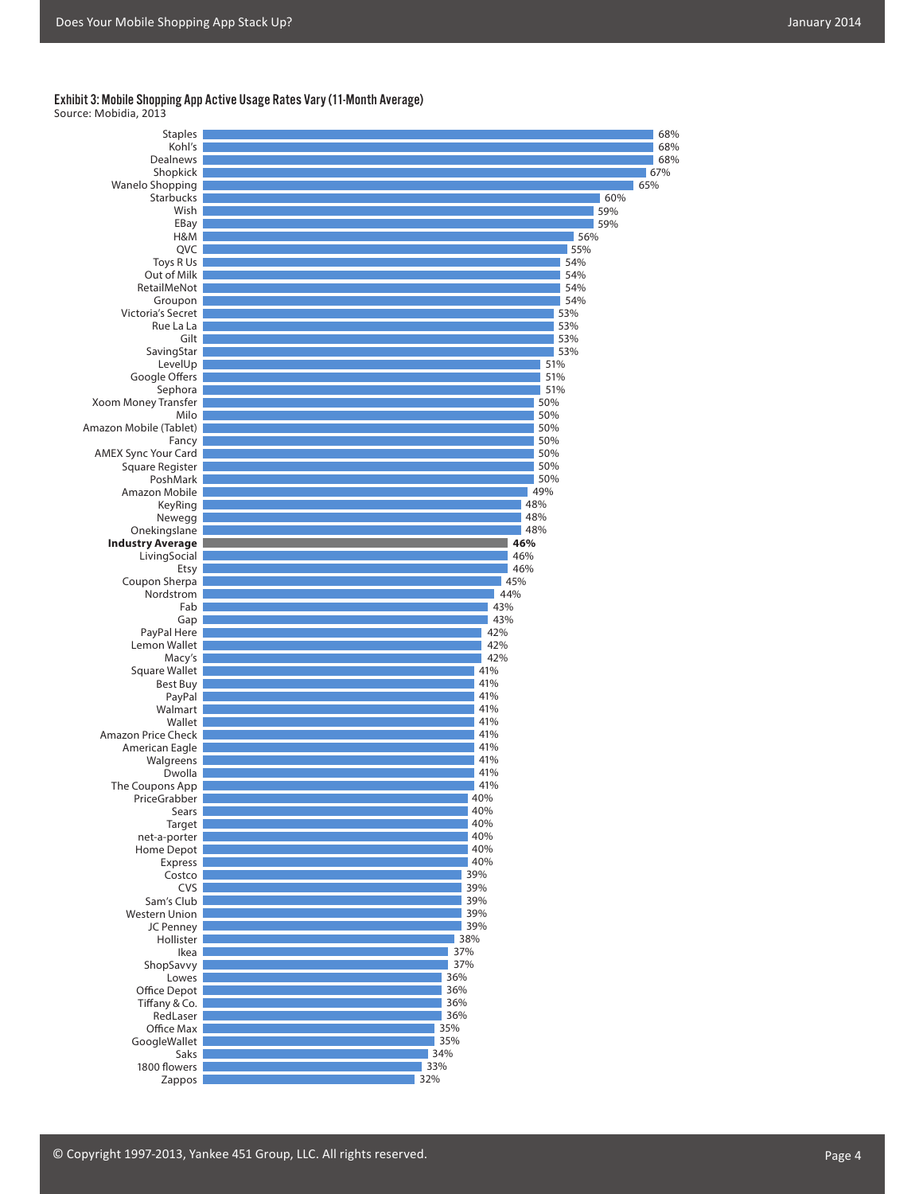**Exhibit 3: Mobile Shopping App Active Usage Rates Vary (11-Month Average)**

Source: Mobidia, 2013

| App | Active Usage Rate |
|---|---|
| Staples | 68% |
| Kohl's | 68% |
| Dealnews | 68% |
| Shopkick | 67% |
| Wanelo Shopping | 65% |
| Starbucks | 60% |
| Wish | 59% |
| EBay | 59% |
| H&M | 56% |
| QVC | 55% |
| Toys R Us | 54% |
| Out of Milk | 54% |
| RetailMeNot | 54% |
| Groupon | 54% |
| Victoria's Secret | 53% |
| Rue La La | 53% |
| Gilt | 53% |
| SavingStar | 53% |
| LevelUp | 51% |
| Google Offers | 51% |
| Sephora | 51% |
| Xoom Money Transfer | 50% |
| Milo | 50% |
| Amazon Mobile (Tablet) | 50% |
| Fancy | 50% |
| AMEX Sync Your Card | 50% |
| Square Register | 50% |
| PoshMark | 50% |
| Amazon Mobile | 49% |
| KeyRing | 48% |
| Newegg | 48% |
| Onekingslane | 48% |
| **Industry Average** | **46%** |
| LivingSocial | 46% |
| Etsy | 46% |
| Coupon Sherpa | 45% |
| Nordstrom | 44% |
| Fab | 43% |
| Gap | 43% |
| PayPal Here | 42% |
| Lemon Wallet | 42% |
| Macy's | 42% |
| Square Wallet | 41% |
| Best Buy | 41% |
| PayPal | 41% |
| Walmart | 41% |
| Wallet | 41% |
| Amazon Price Check | 41% |
| American Eagle | 41% |
| Walgreens | 41% |
| Dwolla | 41% |
| The Coupons App | 41% |
| PriceGrabber | 40% |
| Sears | 40% |
| Target | 40% |
| net-a-porter | 40% |
| Home Depot | 40% |
| Express | 40% |
| Costco | 39% |
| CVS | 39% |
| Sam's Club | 39% |
| Western Union | 39% |
| JC Penney | 39% |
| Hollister | 38% |
| Ikea | 37% |
| ShopSavvy | 37% |
| Lowes | 36% |
| Office Depot | 36% |
| Tiffany & Co. | 36% |
| RedLaser | 36% |
| Office Max | 35% |
| GoogleWallet | 35% |
| Saks | 34% |
| 1800 flowers | 33% |
| Zappos | 32% |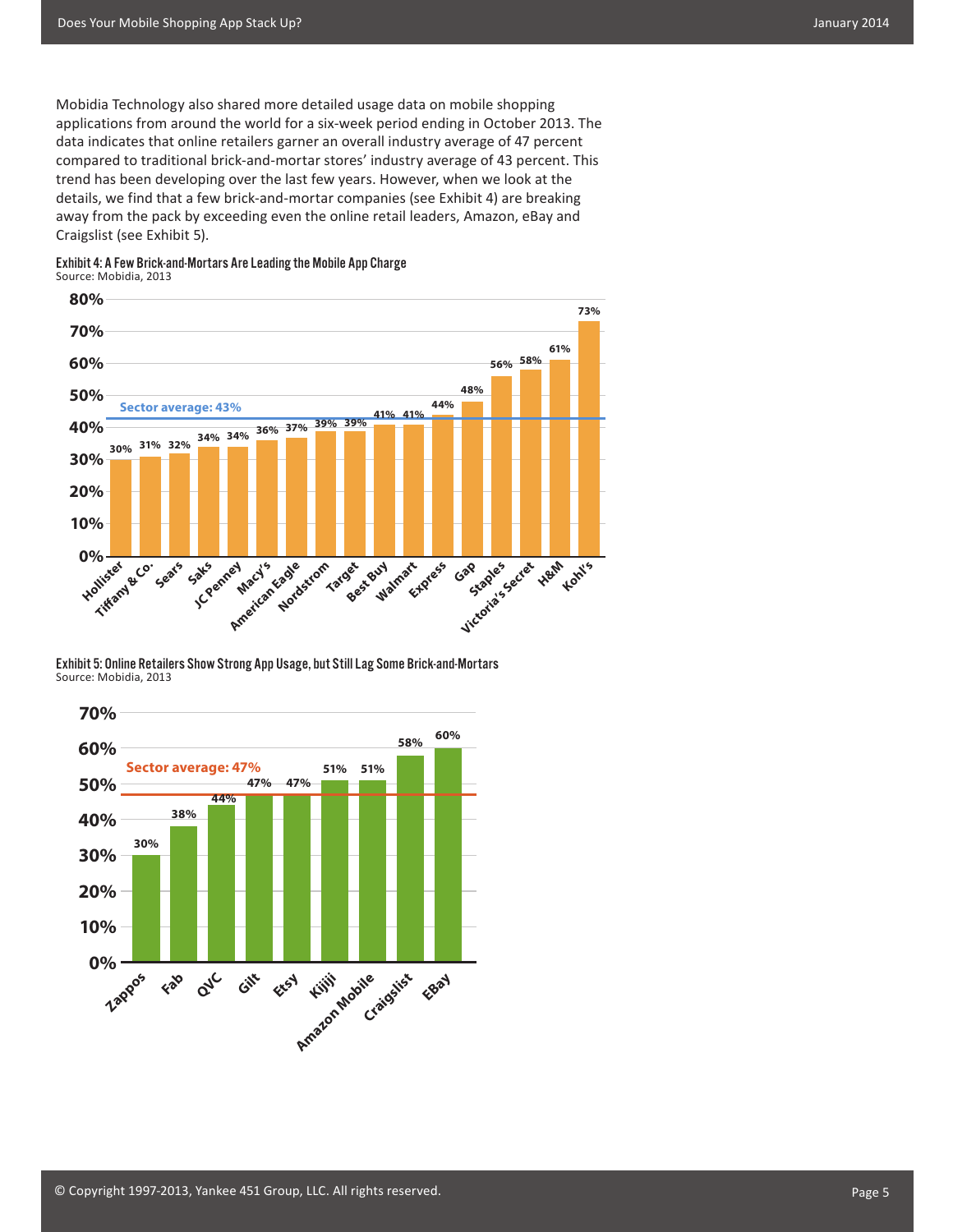Mobidia Technology also shared more detailed usage data on mobile shopping applications from around the world for a six-week period ending in October 2013. The data indicates that online retailers garner an overall industry average of 47 percent compared to traditional brick-and-mortar stores' industry average of 43 percent. This trend has been developing over the last few years. However, when we look at the details, we find that a few brick-and-mortar companies (see Exhibit 4) are breaking away from the pack by exceeding even the online retail leaders, Amazon, eBay and Craigslist (see Exhibit 5).

**Exhibit 4: A Few Brick-and-Mortars Are Leading the Mobile App Charge**
Source: Mobidia, 2013

Sector average: 43%

| Retailer | Value |
|---|---|
| Hollister | 30% |
| Tiffany & Co. | 31% |
| Sears | 32% |
| Saks | 34% |
| JC Penney | 34% |
| Macy's | 36% |
| American Eagle | 37% |
| Nordstrom | 39% |
| Target | 39% |
| Best Buy | 41% |
| Walmart | 41% |
| Express | 44% |
| Gap | 48% |
| Staples | 56% |
| Victoria's Secret | 58% |
| H&M | 61% |
| Kohl's | 73% |

**Exhibit 5: Online Retailers Show Strong App Usage, but Still Lag Some Brick-and-Mortars**
Source: Mobidia, 2013

Sector average: 47%

| Retailer | Value |
|---|---|
| Zappos | 30% |
| Fab | 38% |
| QVC | 44% |
| Gilt | 47% |
| Etsy | 47% |
| Kijiji | 51% |
| Amazon Mobile | 51% |
| Craigslist | 58% |
| EBay | 60% |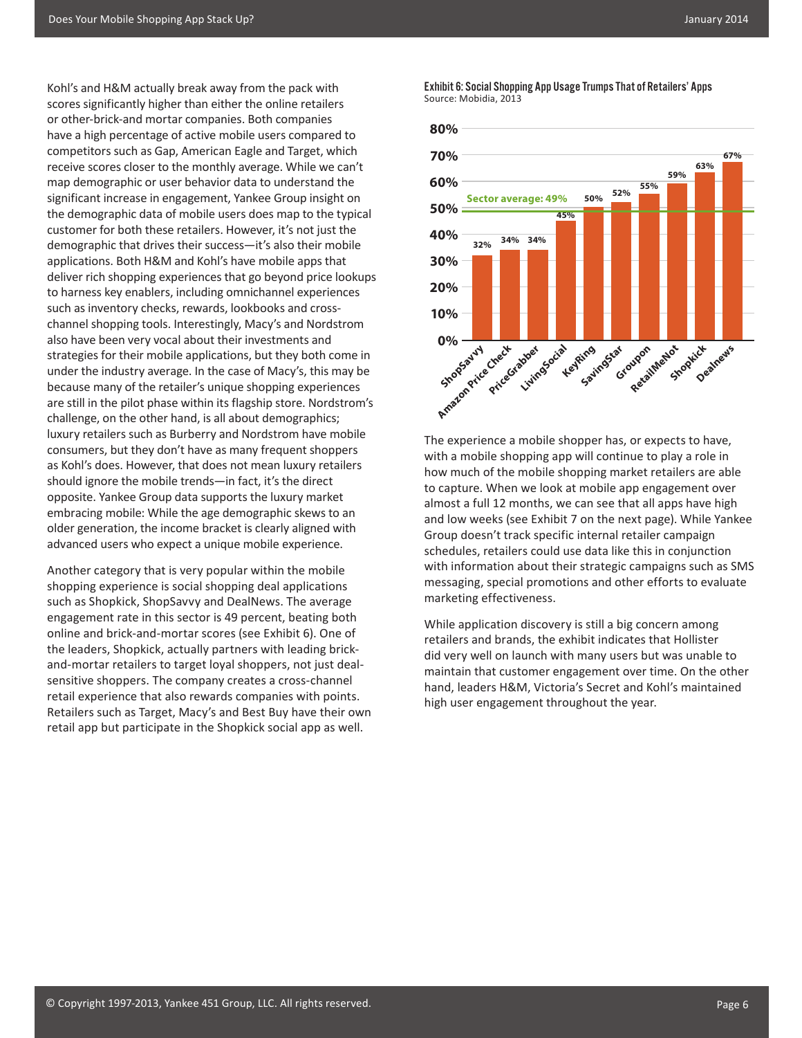Kohl's and H&M actually break away from the pack with scores significantly higher than either the online retailers or other-brick-and mortar companies. Both companies have a high percentage of active mobile users compared to competitors such as Gap, American Eagle and Target, which receive scores closer to the monthly average. While we can't map demographic or user behavior data to understand the significant increase in engagement, Yankee Group insight on the demographic data of mobile users does map to the typical customer for both these retailers. However, it's not just the demographic that drives their success—it's also their mobile applications. Both H&M and Kohl's have mobile apps that deliver rich shopping experiences that go beyond price lookups to harness key enablers, including omnichannel experiences such as inventory checks, rewards, lookbooks and cross-channel shopping tools. Interestingly, Macy's and Nordstrom also have been very vocal about their investments and strategies for their mobile applications, but they both come in under the industry average. In the case of Macy's, this may be because many of the retailer's unique shopping experiences are still in the pilot phase within its flagship store. Nordstrom's challenge, on the other hand, is all about demographics; luxury retailers such as Burberry and Nordstrom have mobile consumers, but they don't have as many frequent shoppers as Kohl's does. However, that does not mean luxury retailers should ignore the mobile trends—in fact, it's the direct opposite. Yankee Group data supports the luxury market embracing mobile: While the age demographic skews to an older generation, the income bracket is clearly aligned with advanced users who expect a unique mobile experience.

Another category that is very popular within the mobile shopping experience is social shopping deal applications such as Shopkick, ShopSavvy and DealNews. The average engagement rate in this sector is 49 percent, beating both online and brick-and-mortar scores (see Exhibit 6). One of the leaders, Shopkick, actually partners with leading brick-and-mortar retailers to target loyal shoppers, not just deal-sensitive shoppers. The company creates a cross-channel retail experience that also rewards companies with points. Retailers such as Target, Macy's and Best Buy have their own retail app but participate in the Shopkick social app as well.

**Exhibit 6: Social Shopping App Usage Trumps That of Retailers' Apps**
Source: Mobidia, 2013

| App | Engagement |
|---|---|
| ShopSavvy | 32% |
| Amazon Price Check | 34% |
| PriceGrabber | 34% |
| LivingSocial | 45% |
| KeyRing | 50% |
| SavingStar | 52% |
| Groupon | 55% |
| RetailMeNot | 59% |
| Shopkick | 63% |
| Dealnews | 67% |

Sector average: 49%

The experience a mobile shopper has, or expects to have, with a mobile shopping app will continue to play a role in how much of the mobile shopping market retailers are able to capture. When we look at mobile app engagement over almost a full 12 months, we can see that all apps have high and low weeks (see Exhibit 7 on the next page). While Yankee Group doesn't track specific internal retailer campaign schedules, retailers could use data like this in conjunction with information about their strategic campaigns such as SMS messaging, special promotions and other efforts to evaluate marketing effectiveness.

While application discovery is still a big concern among retailers and brands, the exhibit indicates that Hollister did very well on launch with many users but was unable to maintain that customer engagement over time. On the other hand, leaders H&M, Victoria's Secret and Kohl's maintained high user engagement throughout the year.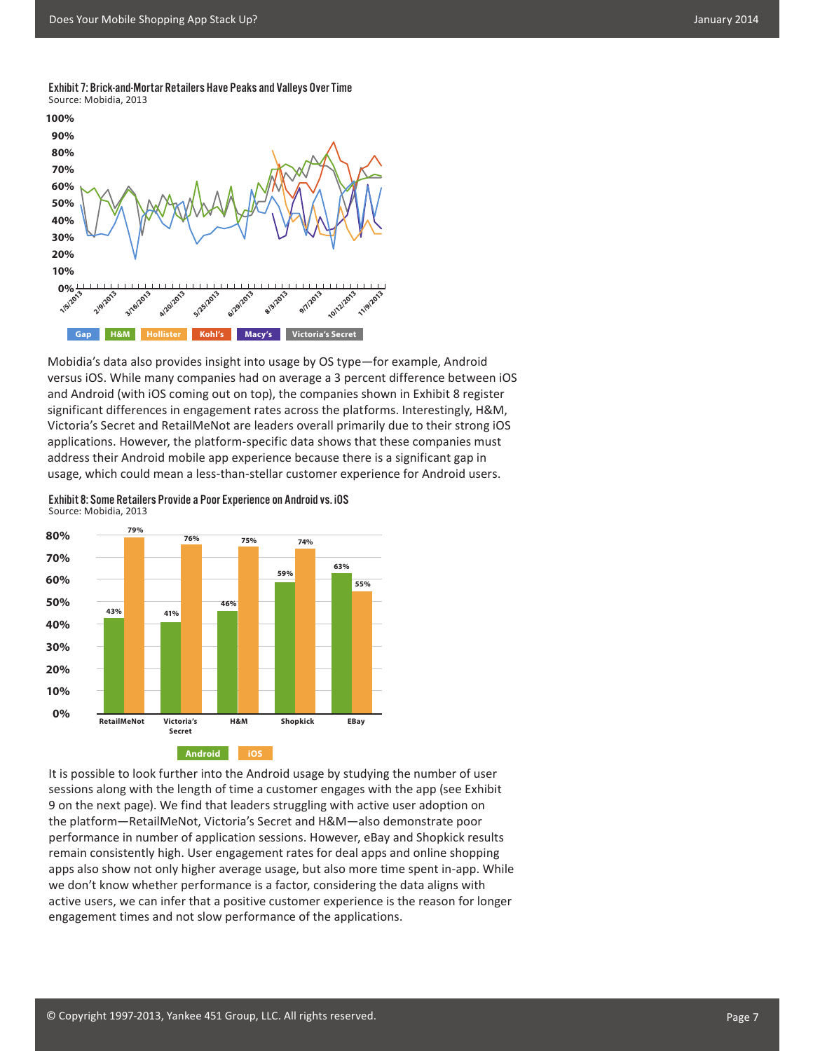**Exhibit 7: Brick-and-Mortar Retailers Have Peaks and Valleys Over Time**

Source: Mobidia, 2013

Mobidia's data also provides insight into usage by OS type—for example, Android versus iOS. While many companies had on average a 3 percent difference between iOS and Android (with iOS coming out on top), the companies shown in Exhibit 8 register significant differences in engagement rates across the platforms. Interestingly, H&M, Victoria's Secret and RetailMeNot are leaders overall primarily due to their strong iOS applications. However, the platform-specific data shows that these companies must address their Android mobile app experience because there is a significant gap in usage, which could mean a less-than-stellar customer experience for Android users.

**Exhibit 8: Some Retailers Provide a Poor Experience on Android vs. iOS**

Source: Mobidia, 2013

| | Android | iOS |
|---|---|---|
| RetailMeNot | 43% | 79% |
| Victoria's Secret | 41% | 76% |
| H&M | 46% | 75% |
| Shopkick | 59% | 74% |
| EBay | 63% | 55% |

It is possible to look further into the Android usage by studying the number of user sessions along with the length of time a customer engages with the app (see Exhibit 9 on the next page). We find that leaders struggling with active user adoption on the platform—RetailMeNot, Victoria's Secret and H&M—also demonstrate poor performance in number of application sessions. However, eBay and Shopkick results remain consistently high. User engagement rates for deal apps and online shopping apps also show not only higher average usage, but also more time spent in-app. While we don't know whether performance is a factor, considering the data aligns with active users, we can infer that a positive customer experience is the reason for longer engagement times and not slow performance of the applications.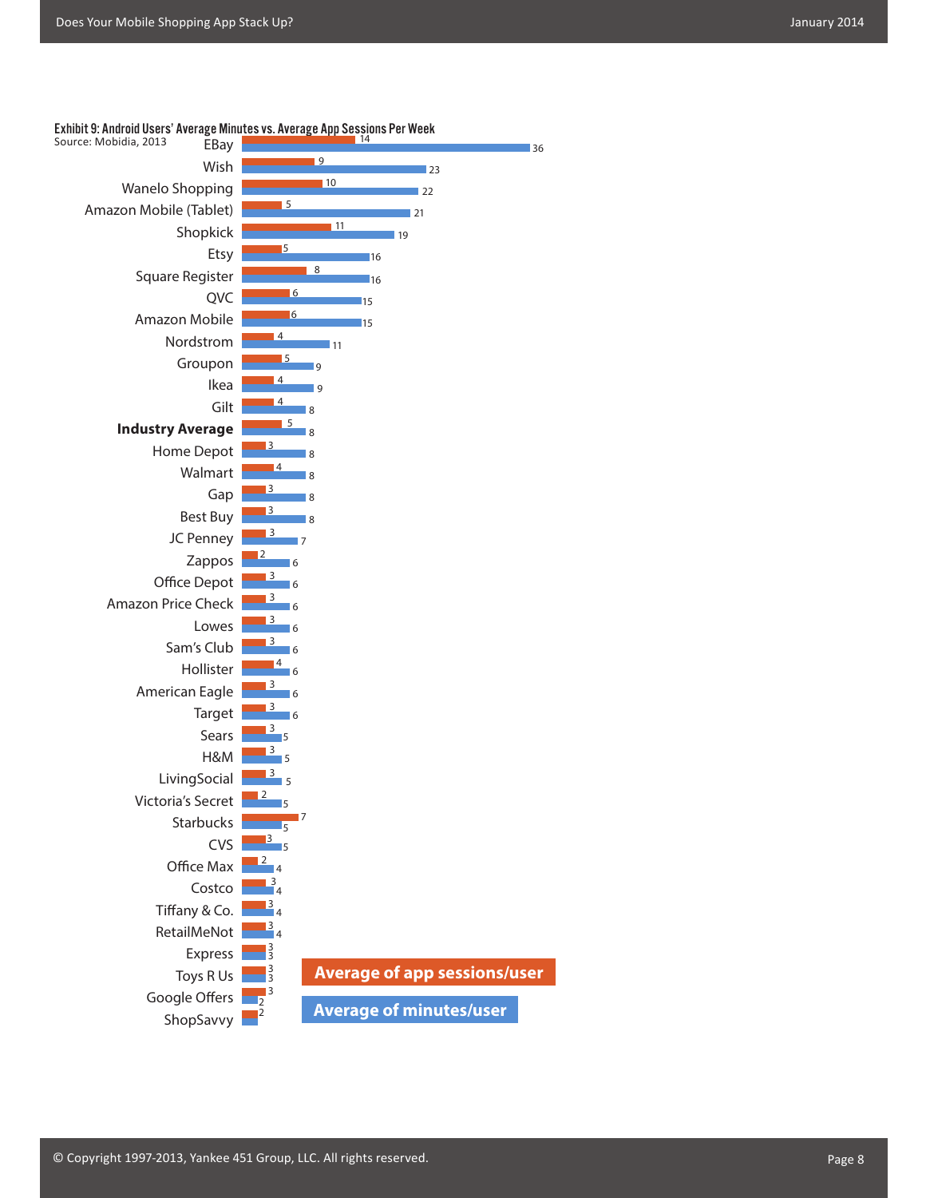**Exhibit 9: Android Users' Average Minutes vs. Average App Sessions Per Week**

Source: Mobidia, 2013

| App | Average of app sessions/user | Average of minutes/user |
|---|---|---|
| EBay | 14 | 36 |
| Wish | 9 | 23 |
| Wanelo Shopping | 10 | 22 |
| Amazon Mobile (Tablet) | 5 | 21 |
| Shopkick | 11 | 19 |
| Etsy | 5 | 16 |
| Square Register | 8 | 16 |
| QVC | 6 | 15 |
| Amazon Mobile | 6 | 15 |
| Nordstrom | 4 | 11 |
| Groupon | 5 | 9 |
| Ikea | 4 | 9 |
| Gilt | 4 | 8 |
| **Industry Average** | 5 | 8 |
| Home Depot | 3 | 8 |
| Walmart | 4 | 8 |
| Gap | 3 | 8 |
| Best Buy | 3 | 8 |
| JC Penney | 3 | 7 |
| Zappos | 2 | 6 |
| Office Depot | 3 | 6 |
| Amazon Price Check | 3 | 6 |
| Lowes | 3 | 6 |
| Sam's Club | 3 | 6 |
| Hollister | 4 | 6 |
| American Eagle | 3 | 6 |
| Target | 3 | 6 |
| Sears | 3 | 5 |
| H&M | 3 | 5 |
| LivingSocial | 3 | 5 |
| Victoria's Secret | 2 | 5 |
| Starbucks | 7 | 5 |
| CVS | 3 | 5 |
| Office Max | 2 | 4 |
| Costco | 3 | 4 |
| Tiffany & Co. | 3 | 4 |
| RetailMeNot | 3 | 4 |
| Express | 3 | 3 |
| Toys R Us | 3 | 3 |
| Google Offers | 3 | 2 |
| ShopSavvy | 2 | 2 |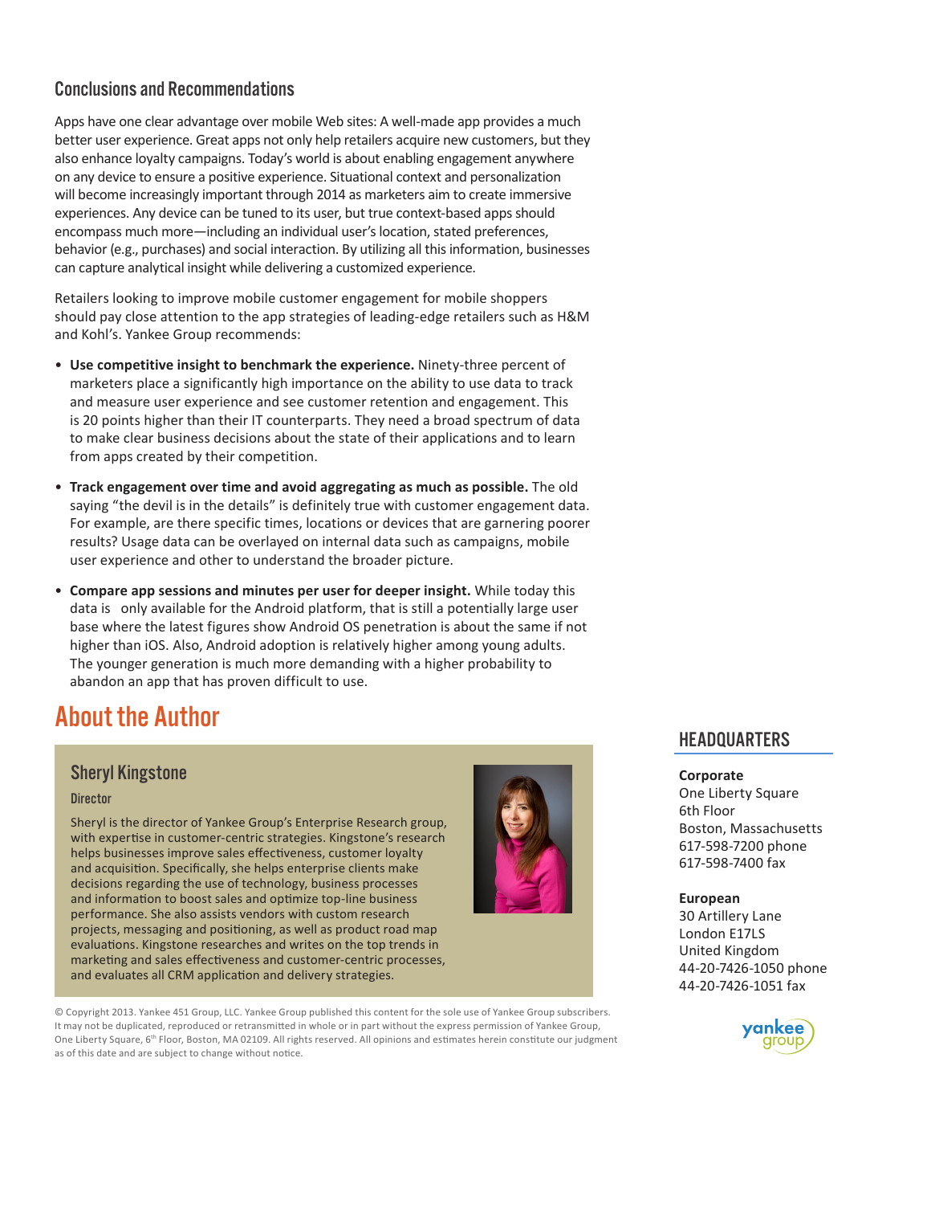## Conclusions and Recommendations

Apps have one clear advantage over mobile Web sites: A well-made app provides a much better user experience. Great apps not only help retailers acquire new customers, but they also enhance loyalty campaigns. Today's world is about enabling engagement anywhere on any device to ensure a positive experience. Situational context and personalization will become increasingly important through 2014 as marketers aim to create immersive experiences. Any device can be tuned to its user, but true context-based apps should encompass much more—including an individual user's location, stated preferences, behavior (e.g., purchases) and social interaction. By utilizing all this information, businesses can capture analytical insight while delivering a customized experience.

Retailers looking to improve mobile customer engagement for mobile shoppers should pay close attention to the app strategies of leading-edge retailers such as H&M and Kohl's. Yankee Group recommends:

- **Use competitive insight to benchmark the experience.** Ninety-three percent of marketers place a significantly high importance on the ability to use data to track and measure user experience and see customer retention and engagement. This is 20 points higher than their IT counterparts. They need a broad spectrum of data to make clear business decisions about the state of their applications and to learn from apps created by their competition.
- **Track engagement over time and avoid aggregating as much as possible.** The old saying "the devil is in the details" is definitely true with customer engagement data. For example, are there specific times, locations or devices that are garnering poorer results? Usage data can be overlayed on internal data such as campaigns, mobile user experience and other to understand the broader picture.
- **Compare app sessions and minutes per user for deeper insight.** While today this data is only available for the Android platform, that is still a potentially large user base where the latest figures show Android OS penetration is about the same if not higher than iOS. Also, Android adoption is relatively higher among young adults. The younger generation is much more demanding with a higher probability to abandon an app that has proven difficult to use.

# About the Author

### Sheryl Kingstone

**Director**

Sheryl is the director of Yankee Group's Enterprise Research group, with expertise in customer-centric strategies. Kingstone's research helps businesses improve sales effectiveness, customer loyalty and acquisition. Specifically, she helps enterprise clients make decisions regarding the use of technology, business processes and information to boost sales and optimize top-line business performance. She also assists vendors with custom research projects, messaging and positioning, as well as product road map evaluations. Kingstone researches and writes on the top trends in marketing and sales effectiveness and customer-centric processes, and evaluates all CRM application and delivery strategies.

© Copyright 2013. Yankee 451 Group, LLC. Yankee Group published this content for the sole use of Yankee Group subscribers. It may not be duplicated, reproduced or retransmitted in whole or in part without the express permission of Yankee Group, One Liberty Square, 6th Floor, Boston, MA 02109. All rights reserved. All opinions and estimates herein constitute our judgment as of this date and are subject to change without notice.

## HEADQUARTERS

**Corporate**
One Liberty Square
6th Floor
Boston, Massachusetts
617-598-7200 phone
617-598-7400 fax

**European**
30 Artillery Lane
London E17LS
United Kingdom
44-20-7426-1050 phone
44-20-7426-1051 fax

yankee group